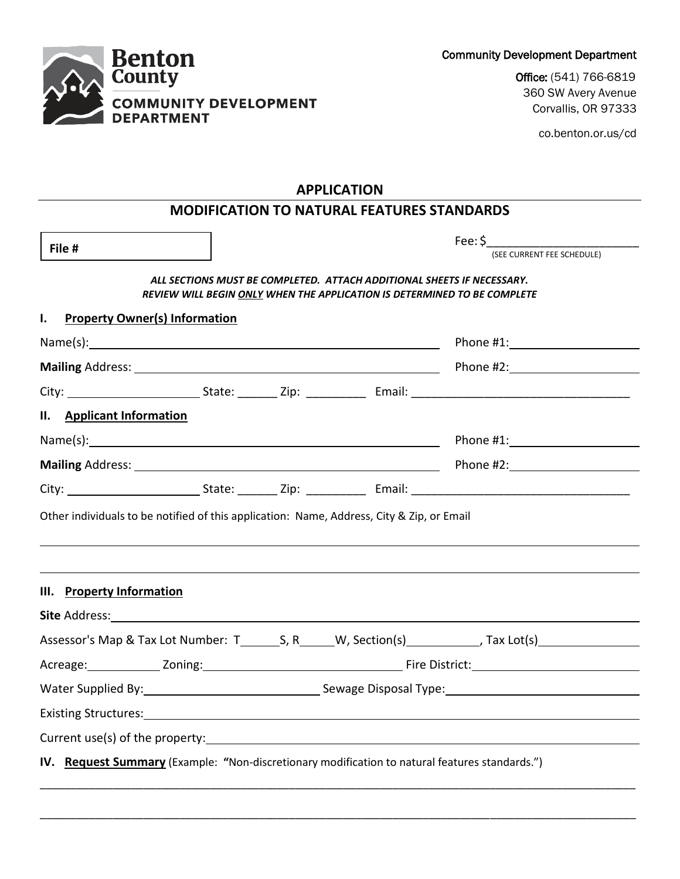**Benton County**
**COMMUNITY DEVELOPMENT DEPARTMENT**

Community Development Department

**Office:** (541) 766-6819
360 SW Avery Avenue
Corvallis, OR 97333

co.benton.or.us/cd

# APPLICATION

## MODIFICATION TO NATURAL FEATURES STANDARDS

**File #** ____________

Fee: $______________________
(SEE CURRENT FEE SCHEDULE)

***ALL SECTIONS MUST BE COMPLETED. ATTACH ADDITIONAL SHEETS IF NECESSARY.***
***REVIEW WILL BEGIN ONLY WHEN THE APPLICATION IS DETERMINED TO BE COMPLETE***

### I. Property Owner(s) Information

Name(s): ______________________________ Phone #1: ______________

**Mailing** Address: ______________________________ Phone #2: ______________

City: ______________ State: ______ Zip: _________ Email: ______________________________

### II. Applicant Information

Name(s): ______________________________ Phone #1: ______________

**Mailing** Address: ______________________________ Phone #2: ______________

City: ______________ State: ______ Zip: _________ Email: ______________________________

Other individuals to be notified of this application: Name, Address, City & Zip, or Email

______________________________________________________________________

______________________________________________________________________

### III. Property Information

**Site** Address: ______________________________________________________________________

Assessor's Map & Tax Lot Number: T______S, R_____W, Section(s)___________, Tax Lot(s)_______________

Acreage: ___________ Zoning: ______________________________ Fire District: ______________________

Water Supplied By: ______________________________ Sewage Disposal Type: ______________________________

Existing Structures: ______________________________________________________________________

Current use(s) of the property: ______________________________________________________________________

### IV. Request Summary (Example: "Non-discretionary modification to natural features standards.")

______________________________________________________________________

______________________________________________________________________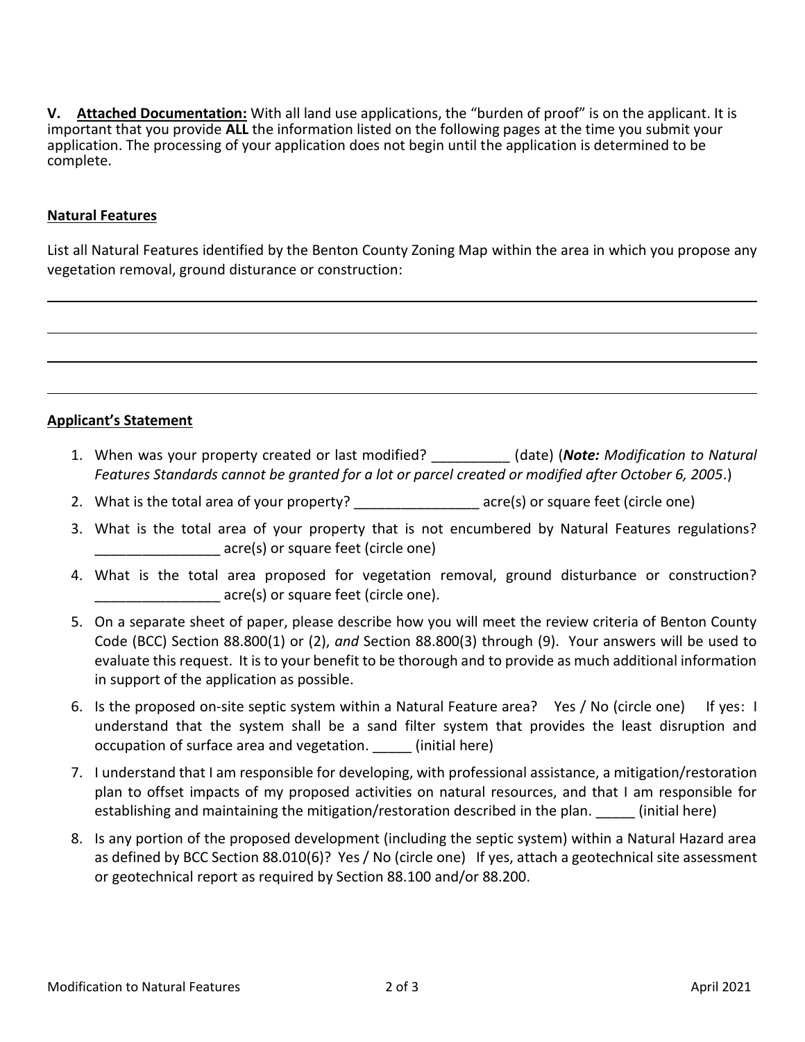**V. Attached Documentation:** With all land use applications, the "burden of proof" is on the applicant. It is important that you provide **ALL** the information listed on the following pages at the time you submit your application. The processing of your application does not begin until the application is determined to be complete.

**Natural Features**

List all Natural Features identified by the Benton County Zoning Map within the area in which you propose any vegetation removal, ground disturance or construction:

______________________________________________________________________________

______________________________________________________________________________

______________________________________________________________________________

______________________________________________________________________________

**Applicant's Statement**

1. When was your property created or last modified? __________ (date) (***Note:*** *Modification to Natural Features Standards cannot be granted for a lot or parcel created or modified after October 6, 2005*.)
2. What is the total area of your property? ________________ acre(s) or square feet (circle one)
3. What is the total area of your property that is not encumbered by Natural Features regulations? ________________ acre(s) or square feet (circle one)
4. What is the total area proposed for vegetation removal, ground disturbance or construction? ________________ acre(s) or square feet (circle one).
5. On a separate sheet of paper, please describe how you will meet the review criteria of Benton County Code (BCC) Section 88.800(1) or (2), *and* Section 88.800(3) through (9). Your answers will be used to evaluate this request. It is to your benefit to be thorough and to provide as much additional information in support of the application as possible.
6. Is the proposed on-site septic system within a Natural Feature area? Yes / No (circle one) If yes: I understand that the system shall be a sand filter system that provides the least disruption and occupation of surface area and vegetation. _____ (initial here)
7. I understand that I am responsible for developing, with professional assistance, a mitigation/restoration plan to offset impacts of my proposed activities on natural resources, and that I am responsible for establishing and maintaining the mitigation/restoration described in the plan. _____ (initial here)
8. Is any portion of the proposed development (including the septic system) within a Natural Hazard area as defined by BCC Section 88.010(6)? Yes / No (circle one) If yes, attach a geotechnical site assessment or geotechnical report as required by Section 88.100 and/or 88.200.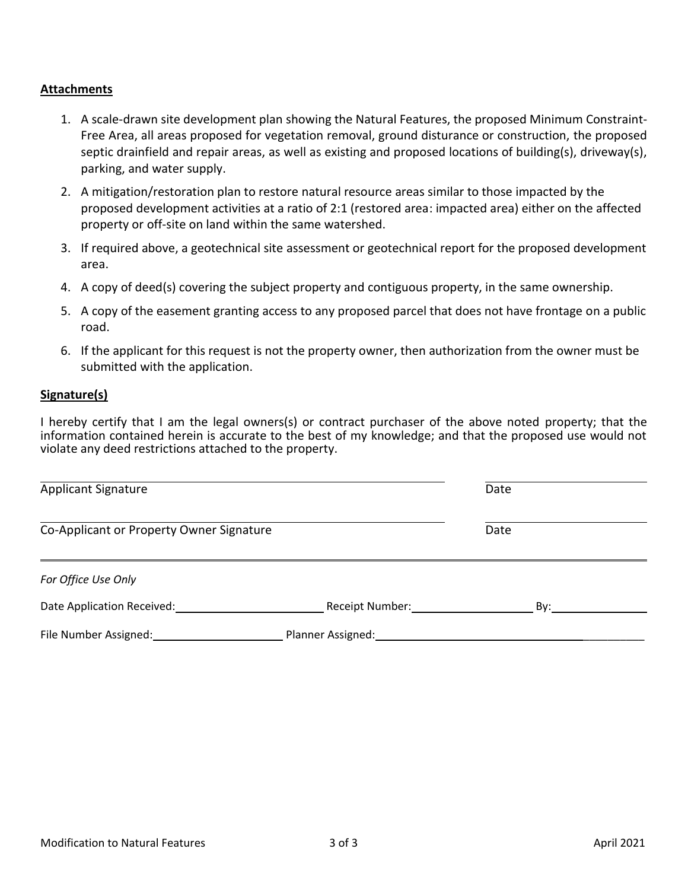**Attachments**

1. A scale-drawn site development plan showing the Natural Features, the proposed Minimum Constraint-Free Area, all areas proposed for vegetation removal, ground disturbance or construction, the proposed septic drainfield and repair areas, as well as existing and proposed locations of building(s), driveway(s), parking, and water supply.
2. A mitigation/restoration plan to restore natural resource areas similar to those impacted by the proposed development activities at a ratio of 2:1 (restored area: impacted area) either on the affected property or off-site on land within the same watershed.
3. If required above, a geotechnical site assessment or geotechnical report for the proposed development area.
4. A copy of deed(s) covering the subject property and contiguous property, in the same ownership.
5. A copy of the easement granting access to any proposed parcel that does not have frontage on a public road.
6. If the applicant for this request is not the property owner, then authorization from the owner must be submitted with the application.

**Signature(s)**

I hereby certify that I am the legal owners(s) or contract purchaser of the above noted property; that the information contained herein is accurate to the best of my knowledge; and that the proposed use would not violate any deed restrictions attached to the property.

______________________________________ ______________
Applicant Signature Date

______________________________________ ______________
Co-Applicant or Property Owner Signature Date

*For Office Use Only*

Date Application Received:______________ Receipt Number:______________ By:__________

File Number Assigned:______________ Planner Assigned:______________________________